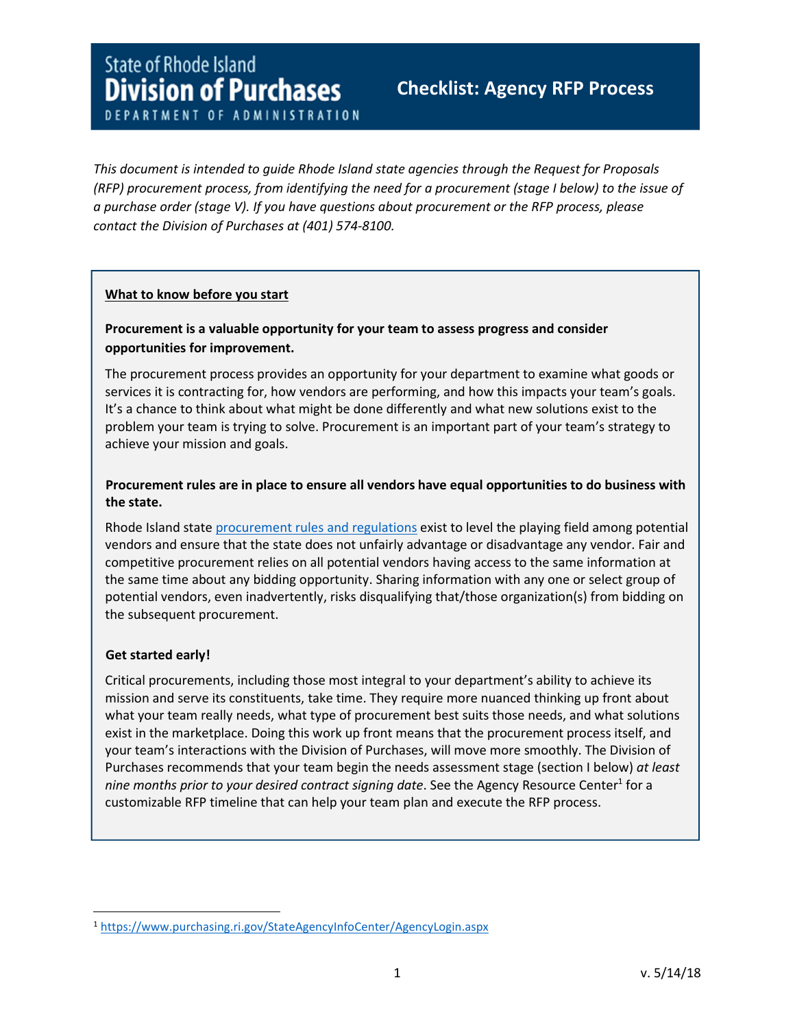State of Rhode Island
# Division of Purchases
DEPARTMENT OF ADMINISTRATION

## Checklist: Agency RFP Process

*This document is intended to guide Rhode Island state agencies through the Request for Proposals (RFP) procurement process, from identifying the need for a procurement (stage I below) to the issue of a purchase order (stage V). If you have questions about procurement or the RFP process, please contact the Division of Purchases at (401) 574-8100.*

### What to know before you start

**Procurement is a valuable opportunity for your team to assess progress and consider opportunities for improvement.**

The procurement process provides an opportunity for your department to examine what goods or services it is contracting for, how vendors are performing, and how this impacts your team's goals. It's a chance to think about what might be done differently and what new solutions exist to the problem your team is trying to solve. Procurement is an important part of your team's strategy to achieve your mission and goals.

**Procurement rules are in place to ensure all vendors have equal opportunities to do business with the state.**

Rhode Island state procurement rules and regulations exist to level the playing field among potential vendors and ensure that the state does not unfairly advantage or disadvantage any vendor. Fair and competitive procurement relies on all potential vendors having access to the same information at the same time about any bidding opportunity. Sharing information with any one or select group of potential vendors, even inadvertently, risks disqualifying that/those organization(s) from bidding on the subsequent procurement.

**Get started early!**

Critical procurements, including those most integral to your department's ability to achieve its mission and serve its constituents, take time. They require more nuanced thinking up front about what your team really needs, what type of procurement best suits those needs, and what solutions exist in the marketplace. Doing this work up front means that the procurement process itself, and your team's interactions with the Division of Purchases, will move more smoothly. The Division of Purchases recommends that your team begin the needs assessment stage (section I below) *at least nine months prior to your desired contract signing date*. See the Agency Resource Center[1] for a customizable RFP timeline that can help your team plan and execute the RFP process.

---

[1] https://www.purchasing.ri.gov/StateAgencyInfoCenter/AgencyLogin.aspx

v. 5/14/18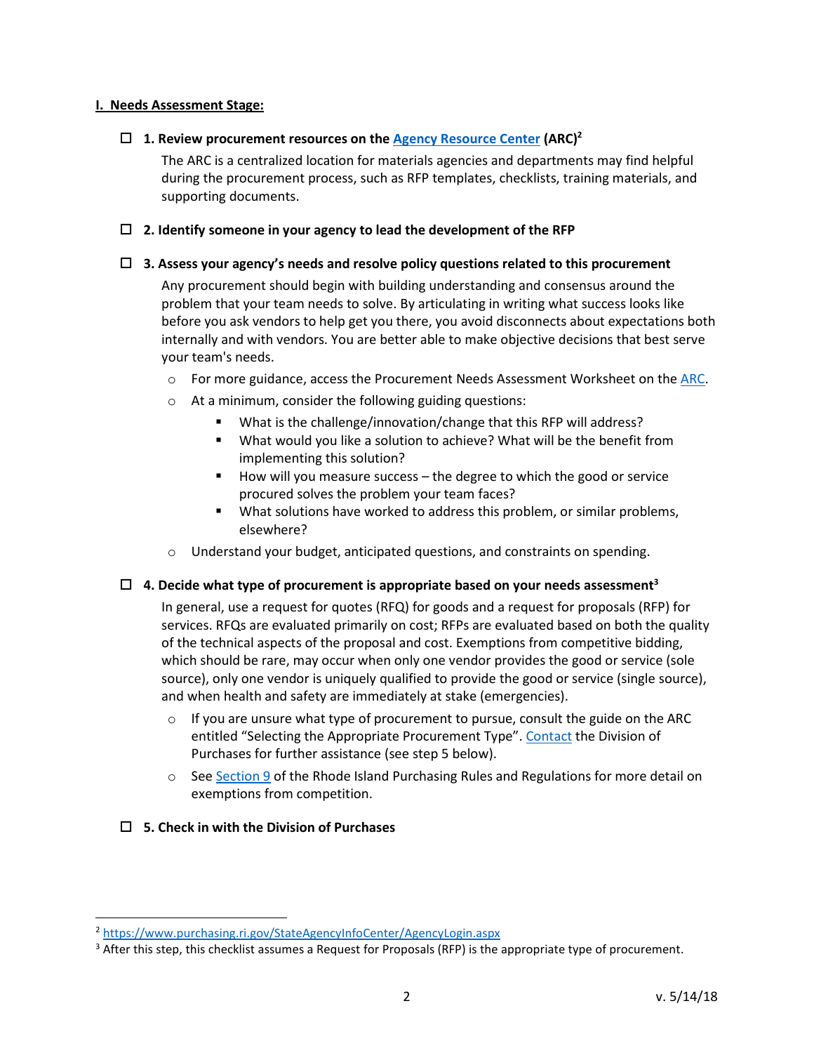## I. Needs Assessment Stage:

- ☐ **1. Review procurement resources on the [Agency Resource Center](https://www.purchasing.ri.gov/StateAgencyInfoCenter/AgencyLogin.aspx) (ARC)[2]**

  The ARC is a centralized location for materials agencies and departments may find helpful during the procurement process, such as RFP templates, checklists, training materials, and supporting documents.

- ☐ **2. Identify someone in your agency to lead the development of the RFP**

- ☐ **3. Assess your agency's needs and resolve policy questions related to this procurement**

  Any procurement should begin with building understanding and consensus around the problem that your team needs to solve. By articulating in writing what success looks like before you ask vendors to help get you there, you avoid disconnects about expectations both internally and with vendors. You are better able to make objective decisions that best serve your team's needs.

  - For more guidance, access the Procurement Needs Assessment Worksheet on the ARC.
  - At a minimum, consider the following guiding questions:
    - What is the challenge/innovation/change that this RFP will address?
    - What would you like a solution to achieve? What will be the benefit from implementing this solution?
    - How will you measure success – the degree to which the good or service procured solves the problem your team faces?
    - What solutions have worked to address this problem, or similar problems, elsewhere?
  - Understand your budget, anticipated questions, and constraints on spending.

- ☐ **4. Decide what type of procurement is appropriate based on your needs assessment[3]**

  In general, use a request for quotes (RFQ) for goods and a request for proposals (RFP) for services. RFQs are evaluated primarily on cost; RFPs are evaluated based on both the quality of the technical aspects of the proposal and cost. Exemptions from competitive bidding, which should be rare, may occur when only one vendor provides the good or service (sole source), only one vendor is uniquely qualified to provide the good or service (single source), and when health and safety are immediately at stake (emergencies).

  - If you are unsure what type of procurement to pursue, consult the guide on the ARC entitled "Selecting the Appropriate Procurement Type". Contact the Division of Purchases for further assistance (see step 5 below).
  - See Section 9 of the Rhode Island Purchasing Rules and Regulations for more detail on exemptions from competition.

- ☐ **5. Check in with the Division of Purchases**

---

[2] https://www.purchasing.ri.gov/StateAgencyInfoCenter/AgencyLogin.aspx

[3] After this step, this checklist assumes a Request for Proposals (RFP) is the appropriate type of procurement.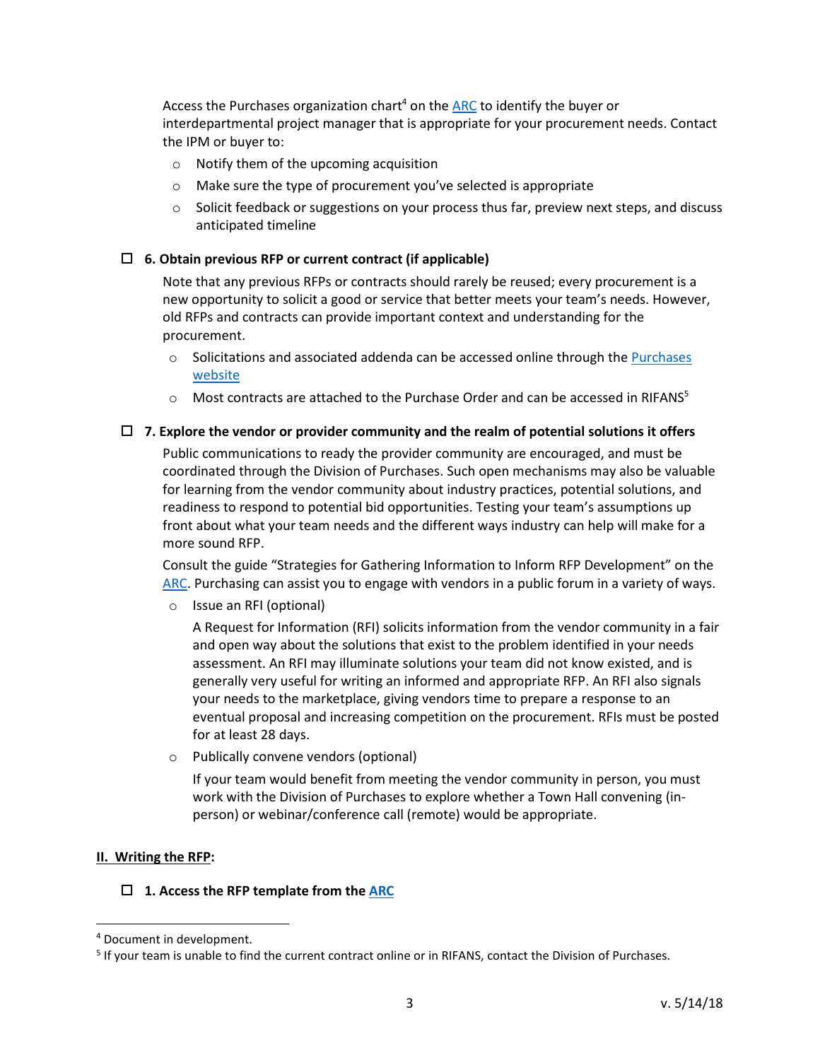Access the Purchases organization chart[4] on the ARC to identify the buyer or interdepartmental project manager that is appropriate for your procurement needs. Contact the IPM or buyer to:

- Notify them of the upcoming acquisition
- Make sure the type of procurement you've selected is appropriate
- Solicit feedback or suggestions on your process thus far, preview next steps, and discuss anticipated timeline

- ☐ **6. Obtain previous RFP or current contract (if applicable)**

  Note that any previous RFPs or contracts should rarely be reused; every procurement is a new opportunity to solicit a good or service that better meets your team's needs. However, old RFPs and contracts can provide important context and understanding for the procurement.

  - Solicitations and associated addenda can be accessed online through the Purchases website
  - Most contracts are attached to the Purchase Order and can be accessed in RIFANS[5]

- ☐ **7. Explore the vendor or provider community and the realm of potential solutions it offers**

  Public communications to ready the provider community are encouraged, and must be coordinated through the Division of Purchases. Such open mechanisms may also be valuable for learning from the vendor community about industry practices, potential solutions, and readiness to respond to potential bid opportunities. Testing your team's assumptions up front about what your team needs and the different ways industry can help will make for a more sound RFP.

  Consult the guide "Strategies for Gathering Information to Inform RFP Development" on the ARC. Purchasing can assist you to engage with vendors in a public forum in a variety of ways.

  - Issue an RFI (optional)

    A Request for Information (RFI) solicits information from the vendor community in a fair and open way about the solutions that exist to the problem identified in your needs assessment. An RFI may illuminate solutions your team did not know existed, and is generally very useful for writing an informed and appropriate RFP. An RFI also signals your needs to the marketplace, giving vendors time to prepare a response to an eventual proposal and increasing competition on the procurement. RFIs must be posted for at least 28 days.

  - Publically convene vendors (optional)

    If your team would benefit from meeting the vendor community in person, you must work with the Division of Purchases to explore whether a Town Hall convening (in-person) or webinar/conference call (remote) would be appropriate.

## II. Writing the RFP:

- ☐ **1. Access the RFP template from the ARC**

---

[4] Document in development.

[5] If your team is unable to find the current contract online or in RIFANS, contact the Division of Purchases.

v. 5/14/18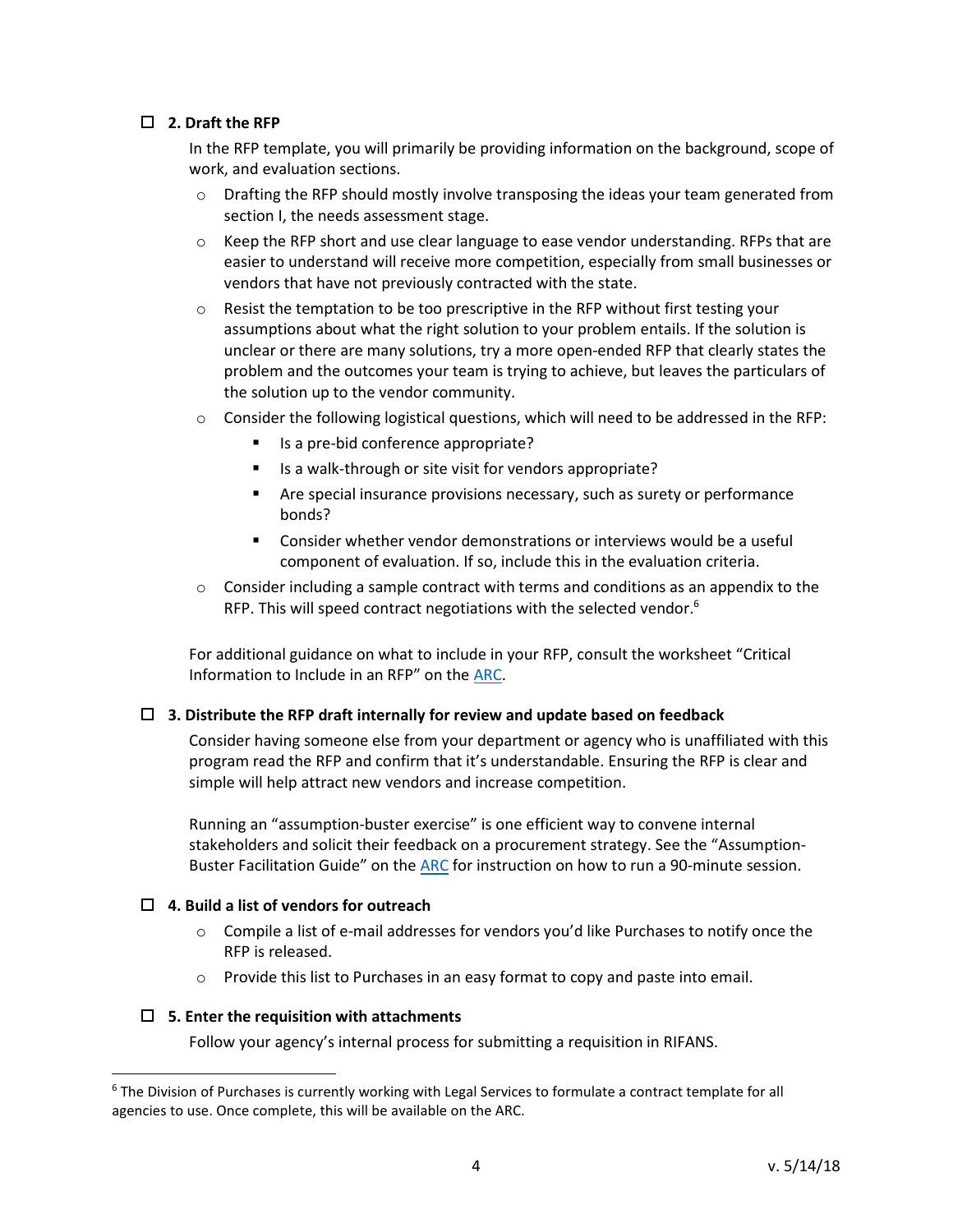- [ ] **2. Draft the RFP**

    In the RFP template, you will primarily be providing information on the background, scope of work, and evaluation sections.

    - Drafting the RFP should mostly involve transposing the ideas your team generated from section I, the needs assessment stage.
    - Keep the RFP short and use clear language to ease vendor understanding. RFPs that are easier to understand will receive more competition, especially from small businesses or vendors that have not previously contracted with the state.
    - Resist the temptation to be too prescriptive in the RFP without first testing your assumptions about what the right solution to your problem entails. If the solution is unclear or there are many solutions, try a more open-ended RFP that clearly states the problem and the outcomes your team is trying to achieve, but leaves the particulars of the solution up to the vendor community.
    - Consider the following logistical questions, which will need to be addressed in the RFP:
        - Is a pre-bid conference appropriate?
        - Is a walk-through or site visit for vendors appropriate?
        - Are special insurance provisions necessary, such as surety or performance bonds?
        - Consider whether vendor demonstrations or interviews would be a useful component of evaluation. If so, include this in the evaluation criteria.
    - Consider including a sample contract with terms and conditions as an appendix to the RFP. This will speed contract negotiations with the selected vendor.[6]

    For additional guidance on what to include in your RFP, consult the worksheet "Critical Information to Include in an RFP" on the ARC.

- [ ] **3. Distribute the RFP draft internally for review and update based on feedback**

    Consider having someone else from your department or agency who is unaffiliated with this program read the RFP and confirm that it's understandable. Ensuring the RFP is clear and simple will help attract new vendors and increase competition.

    Running an "assumption-buster exercise" is one efficient way to convene internal stakeholders and solicit their feedback on a procurement strategy. See the "Assumption-Buster Facilitation Guide" on the ARC for instruction on how to run a 90-minute session.

- [ ] **4. Build a list of vendors for outreach**

    - Compile a list of e-mail addresses for vendors you'd like Purchases to notify once the RFP is released.
    - Provide this list to Purchases in an easy format to copy and paste into email.

- [ ] **5. Enter the requisition with attachments**

    Follow your agency's internal process for submitting a requisition in RIFANS.

[6] The Division of Purchases is currently working with Legal Services to formulate a contract template for all agencies to use. Once complete, this will be available on the ARC.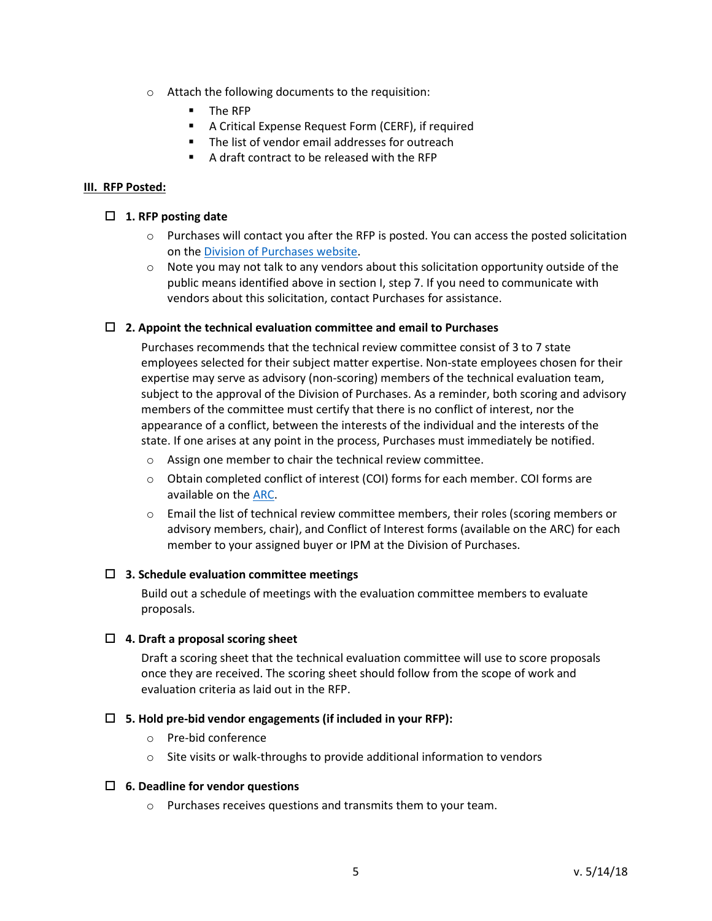- Attach the following documents to the requisition:
  - The RFP
  - A Critical Expense Request Form (CERF), if required
  - The list of vendor email addresses for outreach
  - A draft contract to be released with the RFP

**III. RFP Posted:**

☐ **1. RFP posting date**

- Purchases will contact you after the RFP is posted. You can access the posted solicitation on the [Division of Purchases website](#).
- Note you may not talk to any vendors about this solicitation opportunity outside of the public means identified above in section I, step 7. If you need to communicate with vendors about this solicitation, contact Purchases for assistance.

☐ **2. Appoint the technical evaluation committee and email to Purchases**

Purchases recommends that the technical review committee consist of 3 to 7 state employees selected for their subject matter expertise. Non-state employees chosen for their expertise may serve as advisory (non-scoring) members of the technical evaluation team, subject to the approval of the Division of Purchases. As a reminder, both scoring and advisory members of the committee must certify that there is no conflict of interest, nor the appearance of a conflict, between the interests of the individual and the interests of the state. If one arises at any point in the process, Purchases must immediately be notified.

- Assign one member to chair the technical review committee.
- Obtain completed conflict of interest (COI) forms for each member. COI forms are available on the [ARC](#).
- Email the list of technical review committee members, their roles (scoring members or advisory members, chair), and Conflict of Interest forms (available on the ARC) for each member to your assigned buyer or IPM at the Division of Purchases.

☐ **3. Schedule evaluation committee meetings**

Build out a schedule of meetings with the evaluation committee members to evaluate proposals.

☐ **4. Draft a proposal scoring sheet**

Draft a scoring sheet that the technical evaluation committee will use to score proposals once they are received. The scoring sheet should follow from the scope of work and evaluation criteria as laid out in the RFP.

☐ **5. Hold pre-bid vendor engagements (if included in your RFP):**

- Pre-bid conference
- Site visits or walk-throughs to provide additional information to vendors

☐ **6. Deadline for vendor questions**

- Purchases receives questions and transmits them to your team.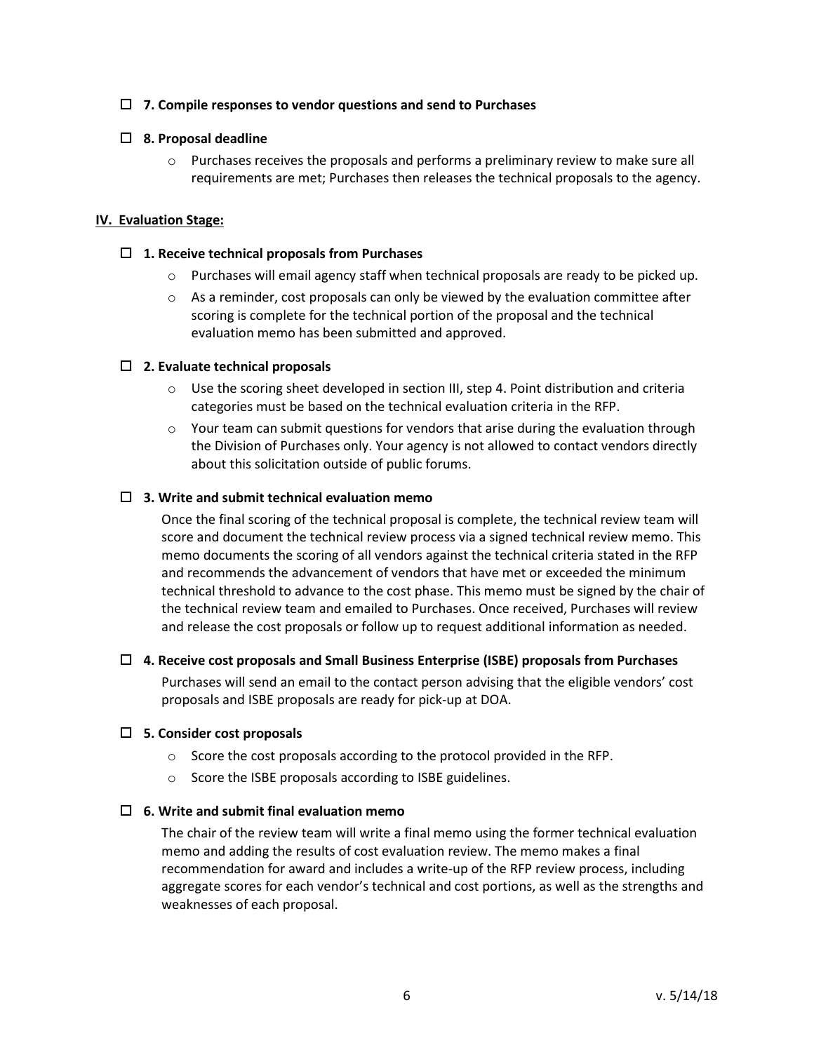- [ ] **7. Compile responses to vendor questions and send to Purchases**

- [ ] **8. Proposal deadline**
    - Purchases receives the proposals and performs a preliminary review to make sure all requirements are met; Purchases then releases the technical proposals to the agency.

**IV. Evaluation Stage:**

- [ ] **1. Receive technical proposals from Purchases**
    - Purchases will email agency staff when technical proposals are ready to be picked up.
    - As a reminder, cost proposals can only be viewed by the evaluation committee after scoring is complete for the technical portion of the proposal and the technical evaluation memo has been submitted and approved.

- [ ] **2. Evaluate technical proposals**
    - Use the scoring sheet developed in section III, step 4. Point distribution and criteria categories must be based on the technical evaluation criteria in the RFP.
    - Your team can submit questions for vendors that arise during the evaluation through the Division of Purchases only. Your agency is not allowed to contact vendors directly about this solicitation outside of public forums.

- [ ] **3. Write and submit technical evaluation memo**

    Once the final scoring of the technical proposal is complete, the technical review team will score and document the technical review process via a signed technical review memo. This memo documents the scoring of all vendors against the technical criteria stated in the RFP and recommends the advancement of vendors that have met or exceeded the minimum technical threshold to advance to the cost phase. This memo must be signed by the chair of the technical review team and emailed to Purchases. Once received, Purchases will review and release the cost proposals or follow up to request additional information as needed.

- [ ] **4. Receive cost proposals and Small Business Enterprise (ISBE) proposals from Purchases**

    Purchases will send an email to the contact person advising that the eligible vendors' cost proposals and ISBE proposals are ready for pick-up at DOA.

- [ ] **5. Consider cost proposals**
    - Score the cost proposals according to the protocol provided in the RFP.
    - Score the ISBE proposals according to ISBE guidelines.

- [ ] **6. Write and submit final evaluation memo**

    The chair of the review team will write a final memo using the former technical evaluation memo and adding the results of cost evaluation review. The memo makes a final recommendation for award and includes a write-up of the RFP review process, including aggregate scores for each vendor's technical and cost portions, as well as the strengths and weaknesses of each proposal.

v. 5/14/18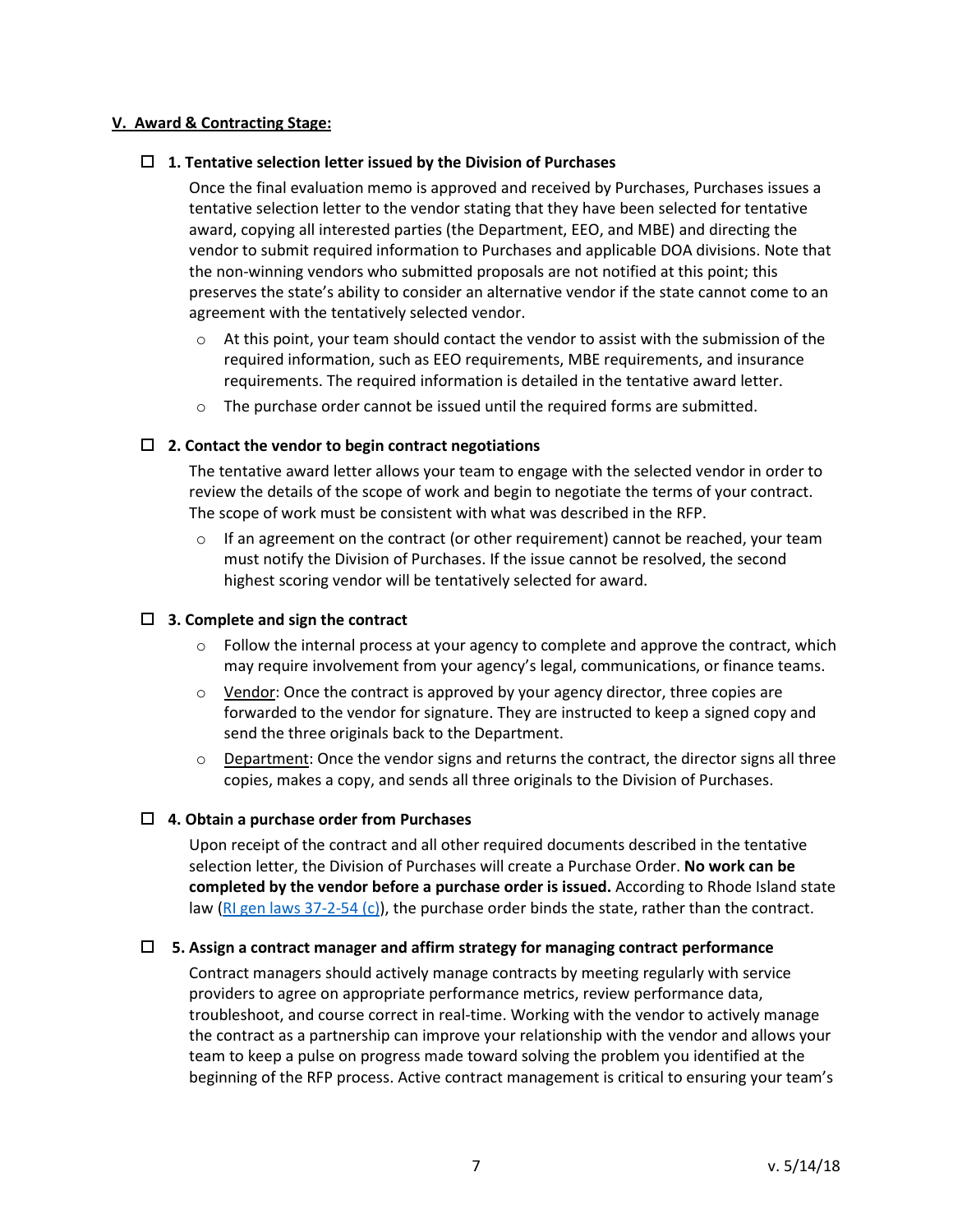## V. Award & Contracting Stage:

☐ **1. Tentative selection letter issued by the Division of Purchases**

Once the final evaluation memo is approved and received by Purchases, Purchases issues a tentative selection letter to the vendor stating that they have been selected for tentative award, copying all interested parties (the Department, EEO, and MBE) and directing the vendor to submit required information to Purchases and applicable DOA divisions. Note that the non-winning vendors who submitted proposals are not notified at this point; this preserves the state's ability to consider an alternative vendor if the state cannot come to an agreement with the tentatively selected vendor.

- At this point, your team should contact the vendor to assist with the submission of the required information, such as EEO requirements, MBE requirements, and insurance requirements. The required information is detailed in the tentative award letter.
- The purchase order cannot be issued until the required forms are submitted.

☐ **2. Contact the vendor to begin contract negotiations**

The tentative award letter allows your team to engage with the selected vendor in order to review the details of the scope of work and begin to negotiate the terms of your contract. The scope of work must be consistent with what was described in the RFP.

- If an agreement on the contract (or other requirement) cannot be reached, your team must notify the Division of Purchases. If the issue cannot be resolved, the second highest scoring vendor will be tentatively selected for award.

☐ **3. Complete and sign the contract**

- Follow the internal process at your agency to complete and approve the contract, which may require involvement from your agency's legal, communications, or finance teams.
- Vendor: Once the contract is approved by your agency director, three copies are forwarded to the vendor for signature. They are instructed to keep a signed copy and send the three originals back to the Department.
- Department: Once the vendor signs and returns the contract, the director signs all three copies, makes a copy, and sends all three originals to the Division of Purchases.

☐ **4. Obtain a purchase order from Purchases**

Upon receipt of the contract and all other required documents described in the tentative selection letter, the Division of Purchases will create a Purchase Order. **No work can be completed by the vendor before a purchase order is issued.** According to Rhode Island state law (RI gen laws 37-2-54 (c)), the purchase order binds the state, rather than the contract.

☐ **5. Assign a contract manager and affirm strategy for managing contract performance**

Contract managers should actively manage contracts by meeting regularly with service providers to agree on appropriate performance metrics, review performance data, troubleshoot, and course correct in real-time. Working with the vendor to actively manage the contract as a partnership can improve your relationship with the vendor and allows your team to keep a pulse on progress made toward solving the problem you identified at the beginning of the RFP process. Active contract management is critical to ensuring your team's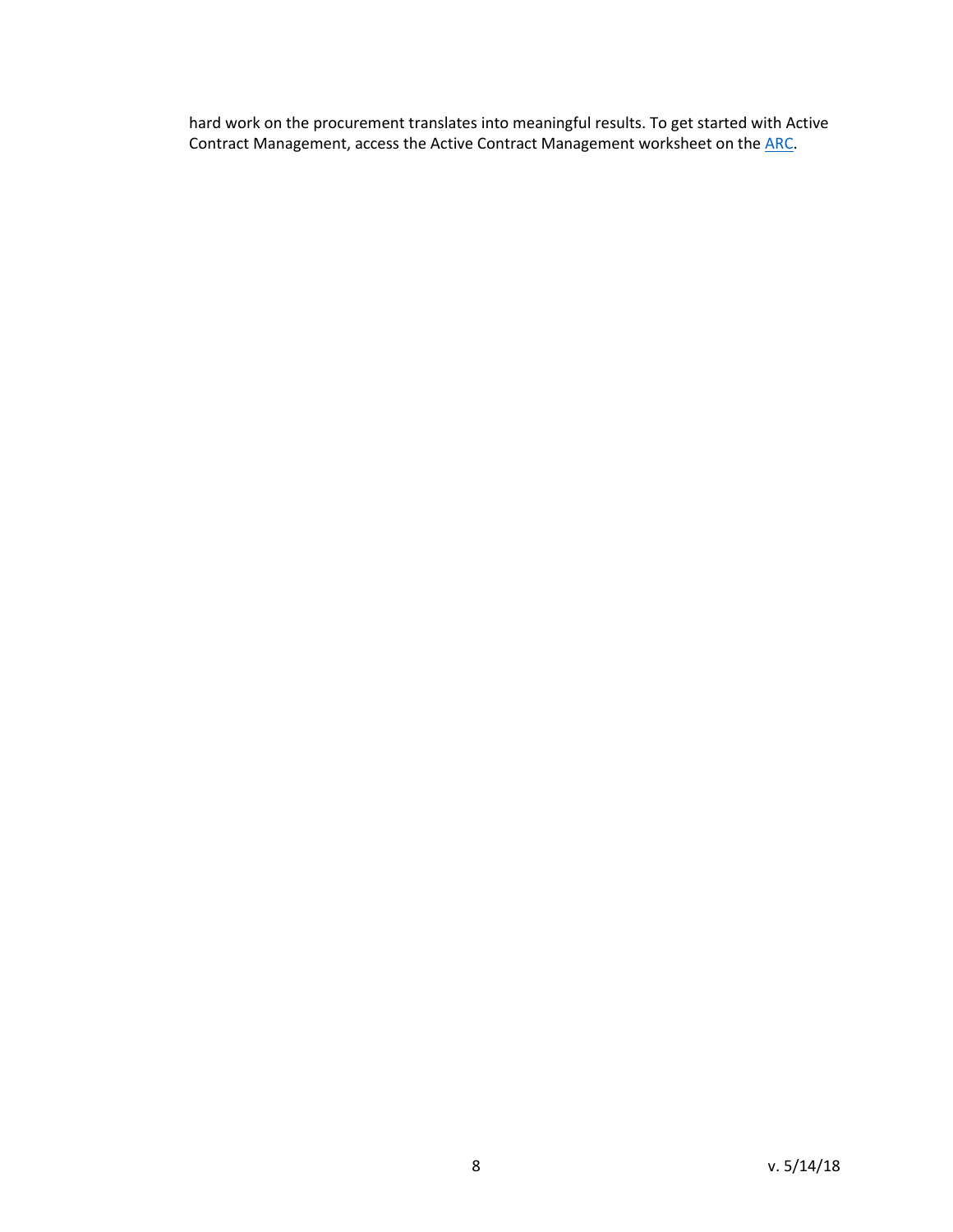hard work on the procurement translates into meaningful results. To get started with Active Contract Management, access the Active Contract Management worksheet on the [ARC](ARC).